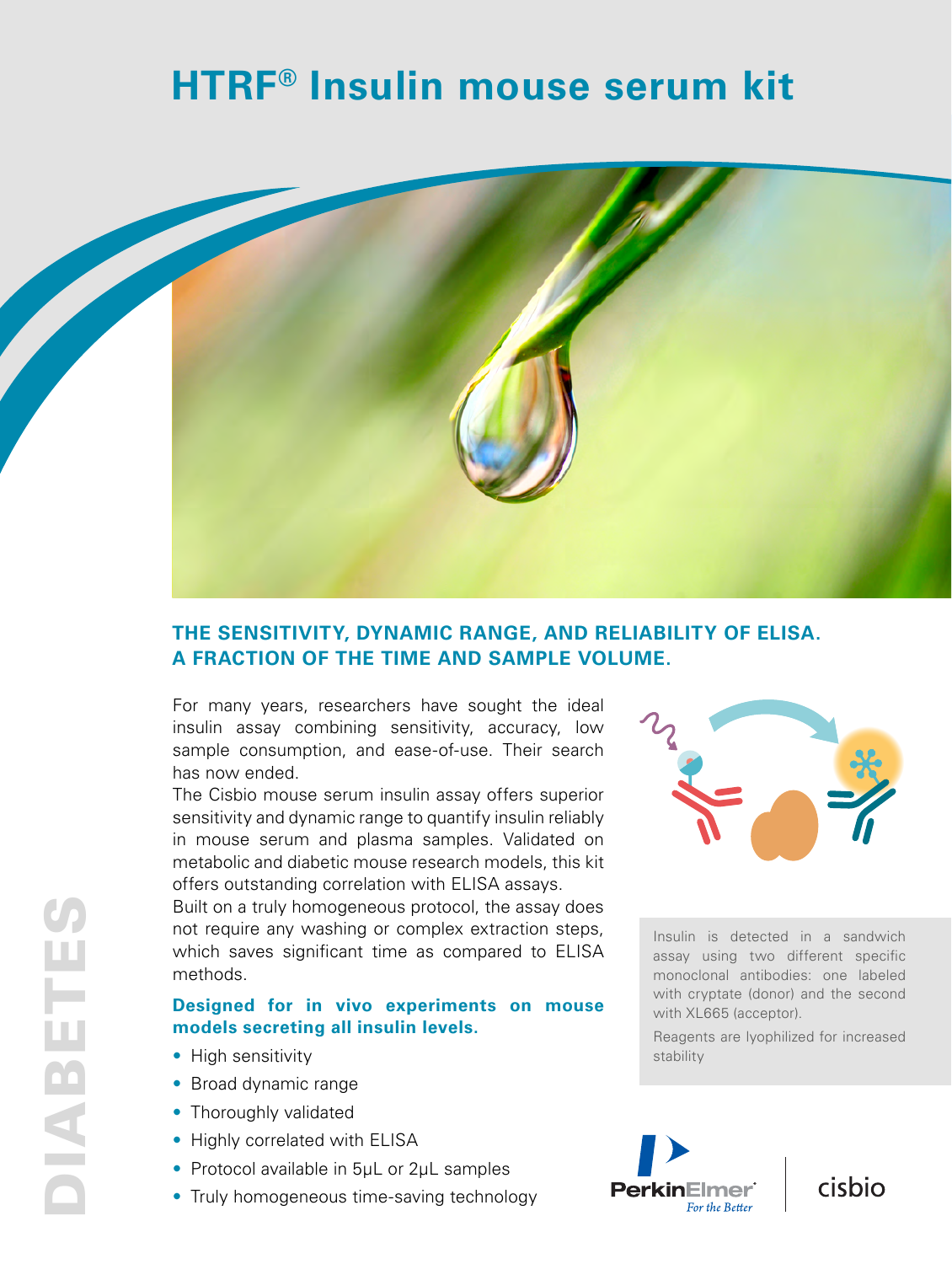# HTRF® Insulin mouse serum kit

## THE SENSITIVITY, DYNAMIC RANGE, AND RELIABILITY OF ELISA. A FRACTION OF THE TIME AND SAMPLE VOLUME.

For many years, researchers have sought the ideal insulin assay combining sensitivity, accuracy, low sample consumption, and ease-of-use. Their search has now ended.

The Cisbio mouse serum insulin assay offers superior sensitivity and dynamic range to quantify insulin reliably in mouse serum and plasma samples. Validated on metabolic and diabetic mouse research models, this kit offers outstanding correlation with ELISA assays.

Built on a truly homogeneous protocol, the assay does not require any washing or complex extraction steps, which saves significant time as compared to ELISA methods.

### Designed for in vivo experiments on mouse models secreting all insulin levels.

- High sensitivity
- Broad dynamic range
- Thoroughly validated
- Highly correlated with ELISA
- Protocol available in 5µL or 2µL samples
- Truly homogeneous time-saving technology

Insulin is detected in a sandwich assay using two different specific monoclonal antibodies: one labeled with cryptate (donor) and the second with XL665 (acceptor).

Reagents are lyophilized for increased stability

DIABETES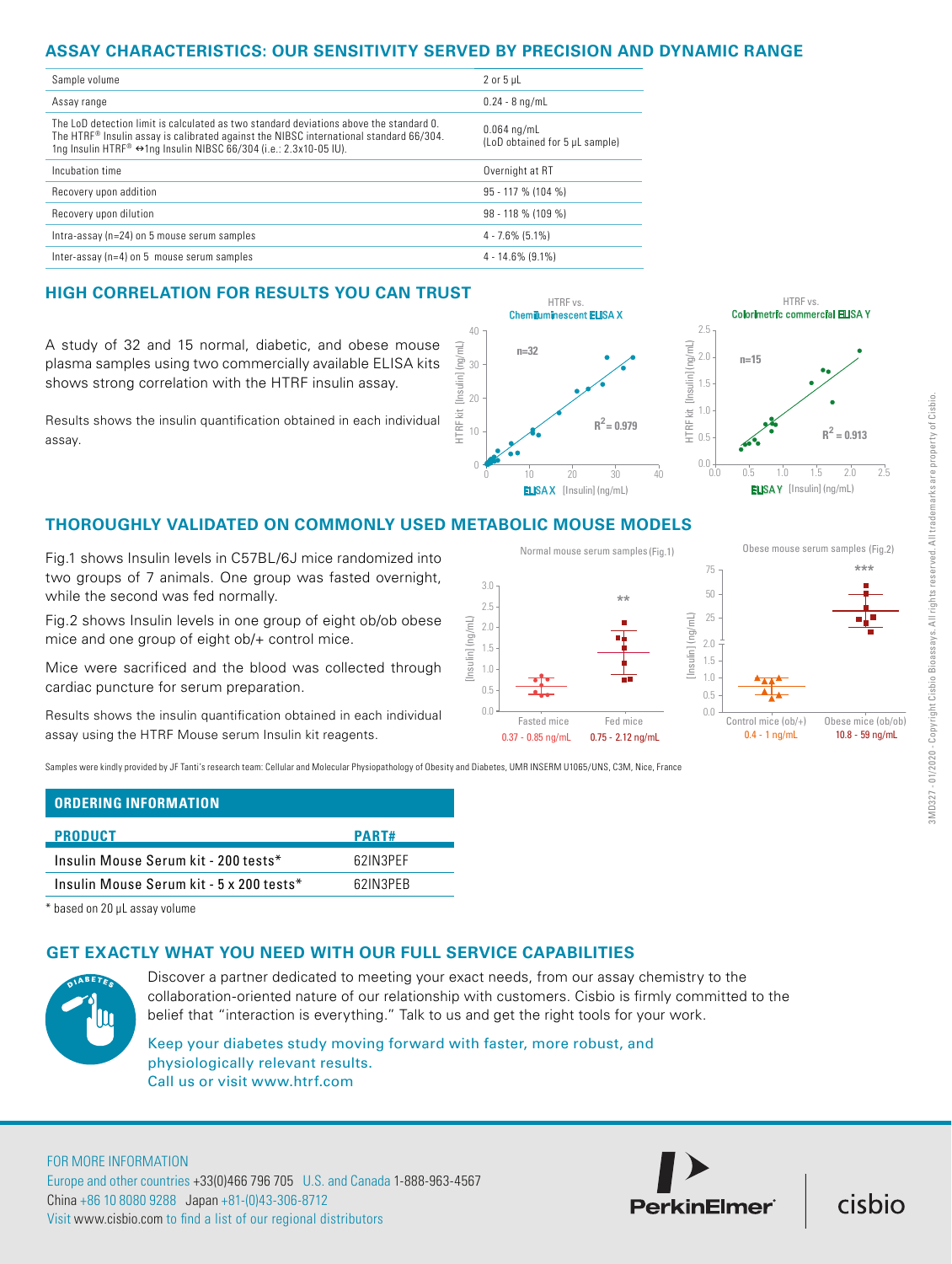## ASSAY CHARACTERISTICS: OUR SENSITIVITY SERVED BY PRECISION AND DYNAMIC RANGE

| | |
|---|---|
| Sample volume | 2 or 5 µL |
| Assay range | 0.24 - 8 ng/mL |
| The LoD detection limit is calculated as two standard deviations above the standard 0. The HTRF® Insulin assay is calibrated against the NIBSC international standard 66/304. 1ng Insulin HTRF® ↔1ng Insulin NIBSC 66/304 (i.e.: 2.3x10-05 IU). | 0.064 ng/mL (LoD obtained for 5 µL sample) |
| Incubation time | Overnight at RT |
| Recovery upon addition | 95 - 117 % (104 %) |
| Recovery upon dilution | 98 - 118 % (109 %) |
| Intra-assay (n=24) on 5 mouse serum samples | 4 - 7.6% (5.1%) |
| Inter-assay (n=4) on 5 mouse serum samples | 4 - 14.6% (9.1%) |

## HIGH CORRELATION FOR RESULTS YOU CAN TRUST

A study of 32 and 15 normal, diabetic, and obese mouse plasma samples using two commercially available ELISA kits shows strong correlation with the HTRF insulin assay.

Results shows the insulin quantification obtained in each individual assay.

HTRF vs. Chemiluminescent ELISA X

n=32

$R^2 = 0.979$

HTRF kit [Insulin] (ng/mL)

ELISA X [Insulin] (ng/mL)

HTRF vs. Colorimetric commercial ELISA Y

n=15

$R^2 = 0.913$

HTRF kit [Insulin] (ng/mL)

ELISA Y [Insulin] (ng/mL)

## THOROUGHLY VALIDATED ON COMMONLY USED METABOLIC MOUSE MODELS

Fig.1 shows Insulin levels in C57BL/6J mice randomized into two groups of 7 animals. One group was fasted overnight, while the second was fed normally.

Fig.2 shows Insulin levels in one group of eight ob/ob obese mice and one group of eight ob/+ control mice.

Mice were sacrificed and the blood was collected through cardiac puncture for serum preparation.

Results shows the insulin quantification obtained in each individual assay using the HTRF Mouse serum Insulin kit reagents.

Normal mouse serum samples (Fig.1)

[Insulin] (ng/mL)

**

Fasted mice 0.37 - 0.85 ng/mL

Fed mice 0.75 - 2.12 ng/mL

Obese mouse serum samples (Fig.2)

[Insulin] (ng/mL)

***

Control mice (ob/+) 0.4 - 1 ng/mL

Obese mice (ob/ob) 10.8 - 59 ng/mL

Samples were kindly provided by JF Tanti's research team: Cellular and Molecular Physiopathology of Obesity and Diabetes, UMR INSERM U1065/UNS, C3M, Nice, France

### ORDERING INFORMATION

| PRODUCT | PART# |
|---|---|
| Insulin Mouse Serum kit - 200 tests* | 62IN3PEF |
| Insulin Mouse Serum kit - 5 x 200 tests* | 62IN3PEB |

* based on 20 µL assay volume

## GET EXACTLY WHAT YOU NEED WITH OUR FULL SERVICE CAPABILITIES

Discover a partner dedicated to meeting your exact needs, from our assay chemistry to the collaboration-oriented nature of our relationship with customers. Cisbio is firmly committed to the belief that "interaction is everything." Talk to us and get the right tools for your work.

Keep your diabetes study moving forward with faster, more robust, and physiologically relevant results.
Call us or visit www.htrf.com

FOR MORE INFORMATION
Europe and other countries +33(0)466 796 705 U.S. and Canada 1-888-963-4567
China +86 10 8080 9288 Japan +81-(0)43-306-8712
Visit www.cisbio.com to find a list of our regional distributors

PerkinElmer® cisbio

3MD327 - 01/2020 - Copyright Cisbio Bioassays. All rights reserved. All trademarks are property of Cisbio.